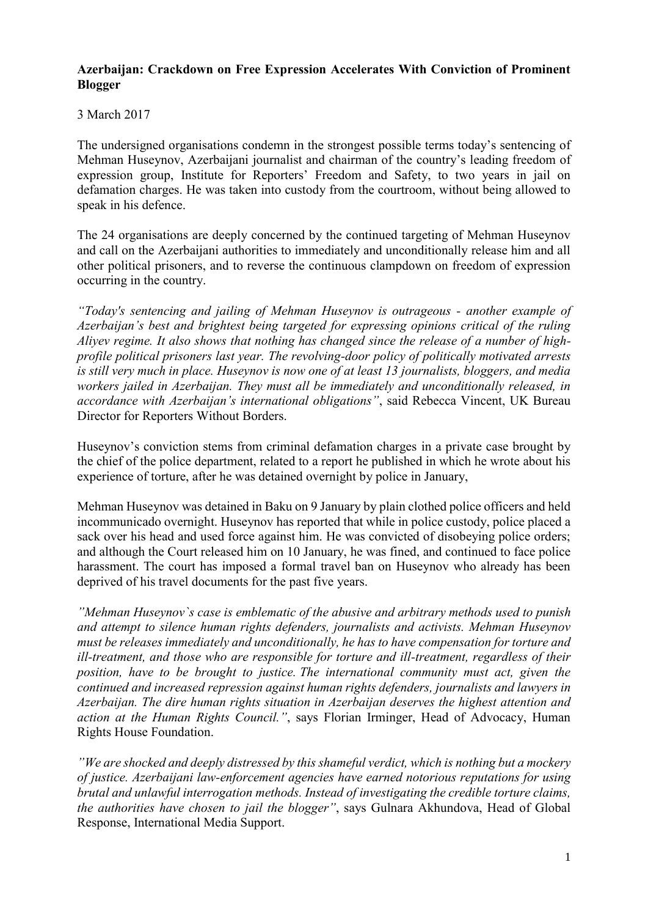**Azerbaijan: Crackdown on Free Expression Accelerates With Conviction of Prominent Blogger**

3 March 2017

The undersigned organisations condemn in the strongest possible terms today's sentencing of Mehman Huseynov, Azerbaijani journalist and chairman of the country's leading freedom of expression group, Institute for Reporters' Freedom and Safety, to two years in jail on defamation charges. He was taken into custody from the courtroom, without being allowed to speak in his defence.

The 24 organisations are deeply concerned by the continued targeting of Mehman Huseynov and call on the Azerbaijani authorities to immediately and unconditionally release him and all other political prisoners, and to reverse the continuous clampdown on freedom of expression occurring in the country.

*"Today's sentencing and jailing of Mehman Huseynov is outrageous - another example of Azerbaijan's best and brightest being targeted for expressing opinions critical of the ruling Aliyev regime. It also shows that nothing has changed since the release of a number of high-profile political prisoners last year. The revolving-door policy of politically motivated arrests is still very much in place. Huseynov is now one of at least 13 journalists, bloggers, and media workers jailed in Azerbaijan. They must all be immediately and unconditionally released, in accordance with Azerbaijan's international obligations"*, said Rebecca Vincent, UK Bureau Director for Reporters Without Borders.

Huseynov's conviction stems from criminal defamation charges in a private case brought by the chief of the police department, related to a report he published in which he wrote about his experience of torture, after he was detained overnight by police in January,

Mehman Huseynov was detained in Baku on 9 January by plain clothed police officers and held incommunicado overnight. Huseynov has reported that while in police custody, police placed a sack over his head and used force against him. He was convicted of disobeying police orders; and although the Court released him on 10 January, he was fined, and continued to face police harassment. The court has imposed a formal travel ban on Huseynov who already has been deprived of his travel documents for the past five years.

*"Mehman Huseynov`s case is emblematic of the abusive and arbitrary methods used to punish and attempt to silence human rights defenders, journalists and activists. Mehman Huseynov must be releases immediately and unconditionally, he has to have compensation for torture and ill-treatment, and those who are responsible for torture and ill-treatment, regardless of their position, have to be brought to justice. The international community must act, given the continued and increased repression against human rights defenders, journalists and lawyers in Azerbaijan. The dire human rights situation in Azerbaijan deserves the highest attention and action at the Human Rights Council."*, says Florian Irminger, Head of Advocacy, Human Rights House Foundation.

*"We are shocked and deeply distressed by this shameful verdict, which is nothing but a mockery of justice. Azerbaijani law-enforcement agencies have earned notorious reputations for using brutal and unlawful interrogation methods. Instead of investigating the credible torture claims, the authorities have chosen to jail the blogger"*, says Gulnara Akhundova, Head of Global Response, International Media Support.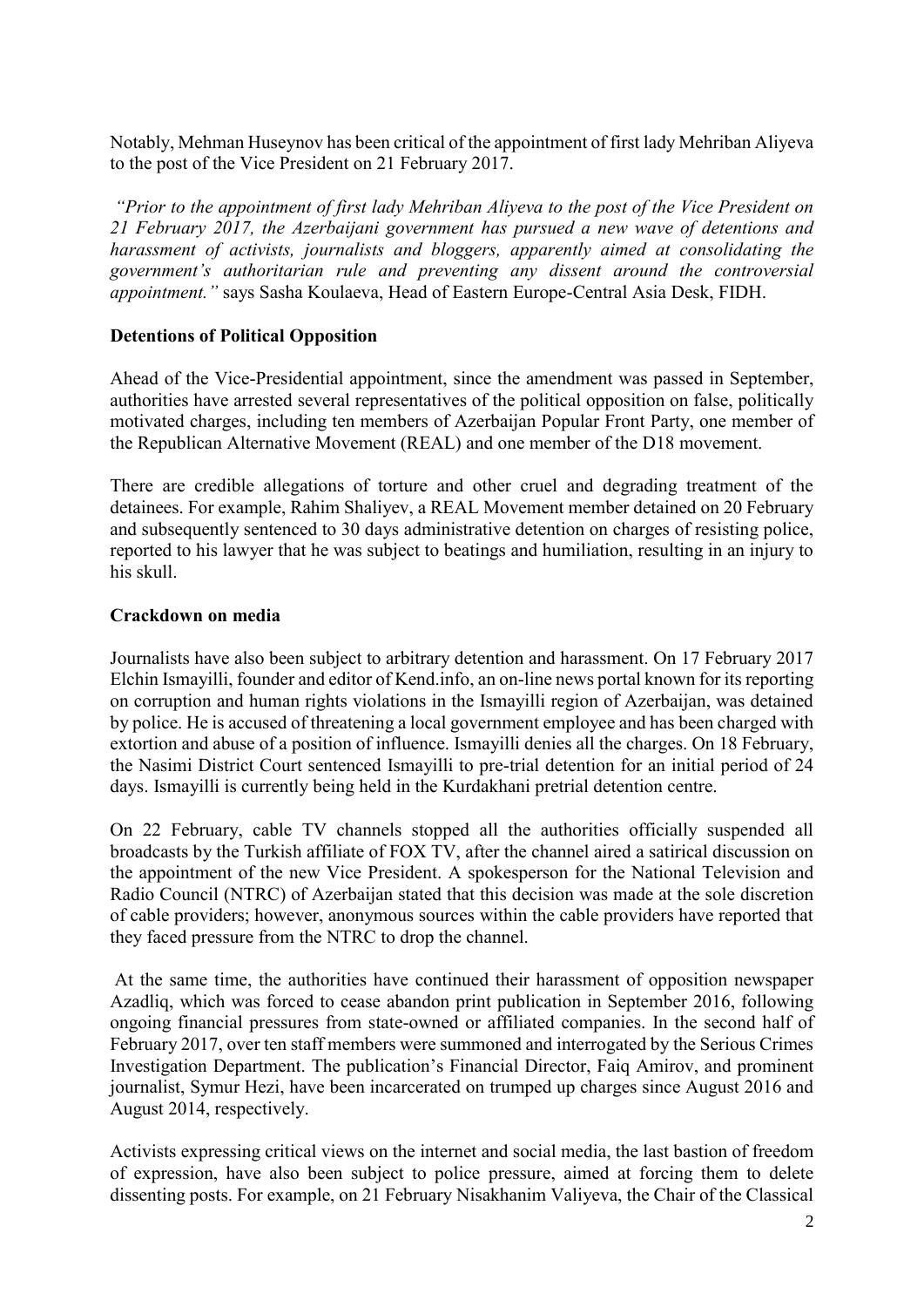Notably, Mehman Huseynov has been critical of the appointment of first lady Mehriban Aliyeva to the post of the Vice President on 21 February 2017.

*"Prior to the appointment of first lady Mehriban Aliyeva to the post of the Vice President on 21 February 2017, the Azerbaijani government has pursued a new wave of detentions and harassment of activists, journalists and bloggers, apparently aimed at consolidating the government's authoritarian rule and preventing any dissent around the controversial appointment."* says Sasha Koulaeva, Head of Eastern Europe-Central Asia Desk, FIDH.

**Detentions of Political Opposition**

Ahead of the Vice-Presidential appointment, since the amendment was passed in September, authorities have arrested several representatives of the political opposition on false, politically motivated charges, including ten members of Azerbaijan Popular Front Party, one member of the Republican Alternative Movement (REAL) and one member of the D18 movement.

There are credible allegations of torture and other cruel and degrading treatment of the detainees. For example, Rahim Shaliyev, a REAL Movement member detained on 20 February and subsequently sentenced to 30 days administrative detention on charges of resisting police, reported to his lawyer that he was subject to beatings and humiliation, resulting in an injury to his skull.

**Crackdown on media**

Journalists have also been subject to arbitrary detention and harassment. On 17 February 2017 Elchin Ismayilli, founder and editor of Kend.info, an on-line news portal known for its reporting on corruption and human rights violations in the Ismayilli region of Azerbaijan, was detained by police. He is accused of threatening a local government employee and has been charged with extortion and abuse of a position of influence. Ismayilli denies all the charges. On 18 February, the Nasimi District Court sentenced Ismayilli to pre-trial detention for an initial period of 24 days. Ismayilli is currently being held in the Kurdakhani pretrial detention centre.

On 22 February, cable TV channels stopped all the authorities officially suspended all broadcasts by the Turkish affiliate of FOX TV, after the channel aired a satirical discussion on the appointment of the new Vice President. A spokesperson for the National Television and Radio Council (NTRC) of Azerbaijan stated that this decision was made at the sole discretion of cable providers; however, anonymous sources within the cable providers have reported that they faced pressure from the NTRC to drop the channel.

At the same time, the authorities have continued their harassment of opposition newspaper Azadliq, which was forced to cease abandon print publication in September 2016, following ongoing financial pressures from state-owned or affiliated companies. In the second half of February 2017, over ten staff members were summoned and interrogated by the Serious Crimes Investigation Department. The publication's Financial Director, Faiq Amirov, and prominent journalist, Symur Hezi, have been incarcerated on trumped up charges since August 2016 and August 2014, respectively.

Activists expressing critical views on the internet and social media, the last bastion of freedom of expression, have also been subject to police pressure, aimed at forcing them to delete dissenting posts. For example, on 21 February Nisakhanim Valiyeva, the Chair of the Classical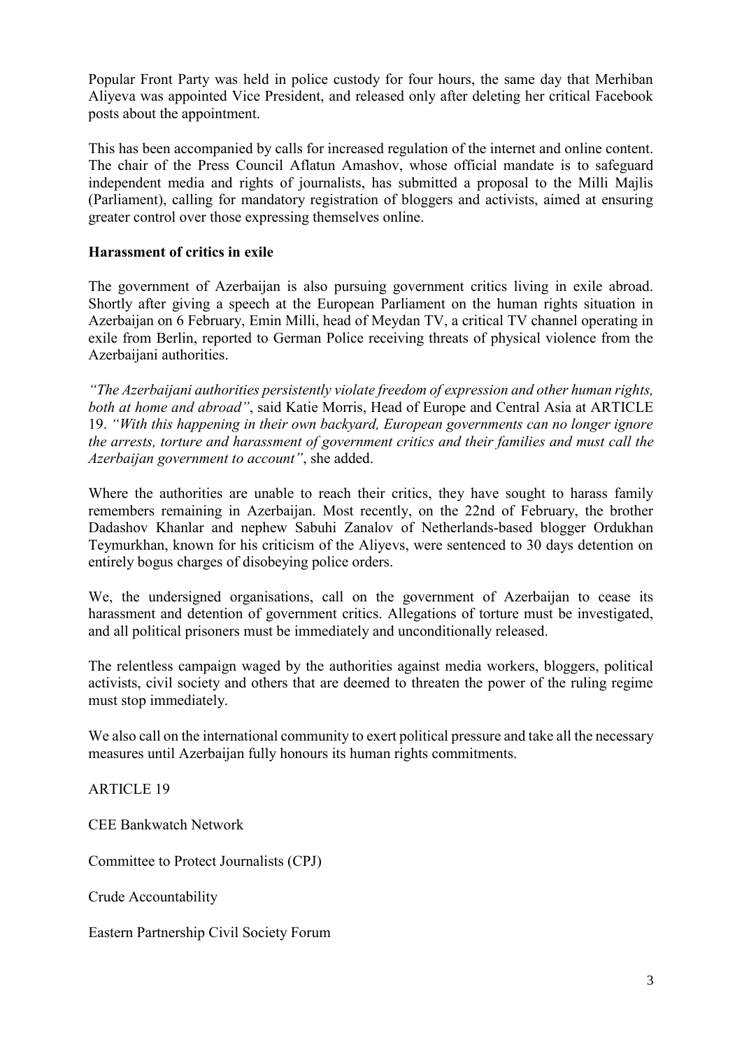Popular Front Party was held in police custody for four hours, the same day that Merhiban Aliyeva was appointed Vice President, and released only after deleting her critical Facebook posts about the appointment.

This has been accompanied by calls for increased regulation of the internet and online content. The chair of the Press Council Aflatun Amashov, whose official mandate is to safeguard independent media and rights of journalists, has submitted a proposal to the Milli Majlis (Parliament), calling for mandatory registration of bloggers and activists, aimed at ensuring greater control over those expressing themselves online.

**Harassment of critics in exile**

The government of Azerbaijan is also pursuing government critics living in exile abroad. Shortly after giving a speech at the European Parliament on the human rights situation in Azerbaijan on 6 February, Emin Milli, head of Meydan TV, a critical TV channel operating in exile from Berlin, reported to German Police receiving threats of physical violence from the Azerbaijani authorities.

*"The Azerbaijani authorities persistently violate freedom of expression and other human rights, both at home and abroad"*, said Katie Morris, Head of Europe and Central Asia at ARTICLE 19. *"With this happening in their own backyard, European governments can no longer ignore the arrests, torture and harassment of government critics and their families and must call the Azerbaijan government to account"*, she added.

Where the authorities are unable to reach their critics, they have sought to harass family remembers remaining in Azerbaijan. Most recently, on the 22nd of February, the brother Dadashov Khanlar and nephew Sabuhi Zanalov of Netherlands-based blogger Ordukhan Teymurkhan, known for his criticism of the Aliyevs, were sentenced to 30 days detention on entirely bogus charges of disobeying police orders.

We, the undersigned organisations, call on the government of Azerbaijan to cease its harassment and detention of government critics. Allegations of torture must be investigated, and all political prisoners must be immediately and unconditionally released.

The relentless campaign waged by the authorities against media workers, bloggers, political activists, civil society and others that are deemed to threaten the power of the ruling regime must stop immediately.

We also call on the international community to exert political pressure and take all the necessary measures until Azerbaijan fully honours its human rights commitments.

ARTICLE 19

CEE Bankwatch Network

Committee to Protect Journalists (CPJ)

Crude Accountability

Eastern Partnership Civil Society Forum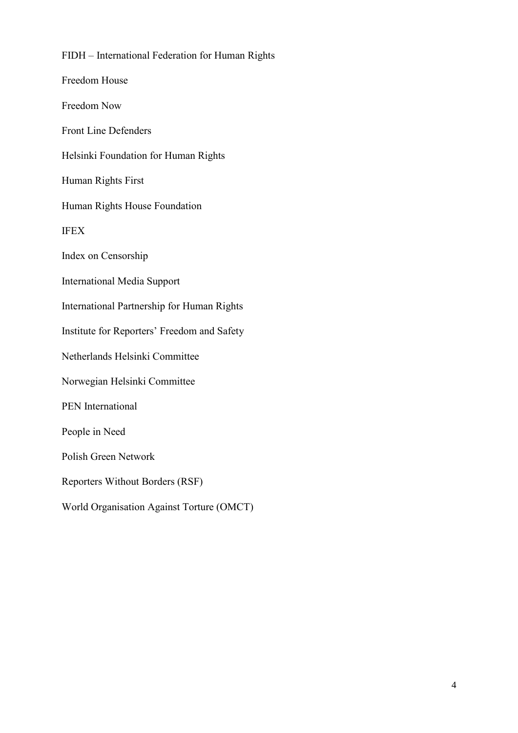FIDH – International Federation for Human Rights

Freedom House

Freedom Now

Front Line Defenders

Helsinki Foundation for Human Rights

Human Rights First

Human Rights House Foundation

IFEX

Index on Censorship

International Media Support

International Partnership for Human Rights

Institute for Reporters' Freedom and Safety

Netherlands Helsinki Committee

Norwegian Helsinki Committee

PEN International

People in Need

Polish Green Network

Reporters Without Borders (RSF)

World Organisation Against Torture (OMCT)